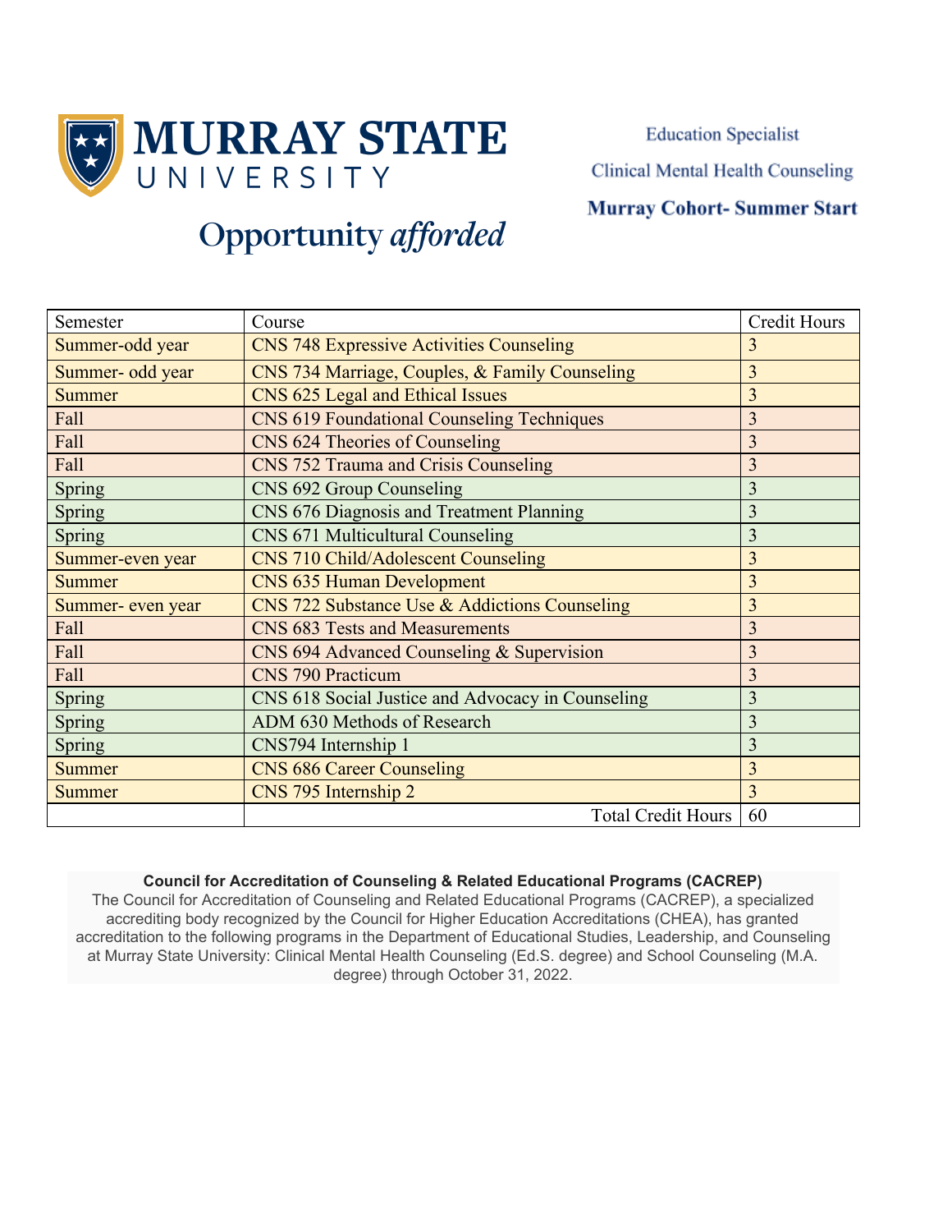# MURRAY STATE UNIVERSITY

Opportunity *afforded*

Education Specialist

Clinical Mental Health Counseling

**Murray Cohort- Summer Start**

| Semester | Course | Credit Hours |
|---|---|---|
| Summer-odd year | CNS 748 Expressive Activities Counseling | 3 |
| Summer- odd year | CNS 734 Marriage, Couples, & Family Counseling | 3 |
| Summer | CNS 625 Legal and Ethical Issues | 3 |
| Fall | CNS 619 Foundational Counseling Techniques | 3 |
| Fall | CNS 624 Theories of Counseling | 3 |
| Fall | CNS 752 Trauma and Crisis Counseling | 3 |
| Spring | CNS 692 Group Counseling | 3 |
| Spring | CNS 676 Diagnosis and Treatment Planning | 3 |
| Spring | CNS 671 Multicultural Counseling | 3 |
| Summer-even year | CNS 710 Child/Adolescent Counseling | 3 |
| Summer | CNS 635 Human Development | 3 |
| Summer- even year | CNS 722 Substance Use & Addictions Counseling | 3 |
| Fall | CNS 683 Tests and Measurements | 3 |
| Fall | CNS 694 Advanced Counseling & Supervision | 3 |
| Fall | CNS 790 Practicum | 3 |
| Spring | CNS 618 Social Justice and Advocacy in Counseling | 3 |
| Spring | ADM 630 Methods of Research | 3 |
| Spring | CNS794 Internship 1 | 3 |
| Summer | CNS 686 Career Counseling | 3 |
| Summer | CNS 795 Internship 2 | 3 |
| | Total Credit Hours | 60 |

**Council for Accreditation of Counseling & Related Educational Programs (CACREP)**

The Council for Accreditation of Counseling and Related Educational Programs (CACREP), a specialized accrediting body recognized by the Council for Higher Education Accreditations (CHEA), has granted accreditation to the following programs in the Department of Educational Studies, Leadership, and Counseling at Murray State University: Clinical Mental Health Counseling (Ed.S. degree) and School Counseling (M.A. degree) through October 31, 2022.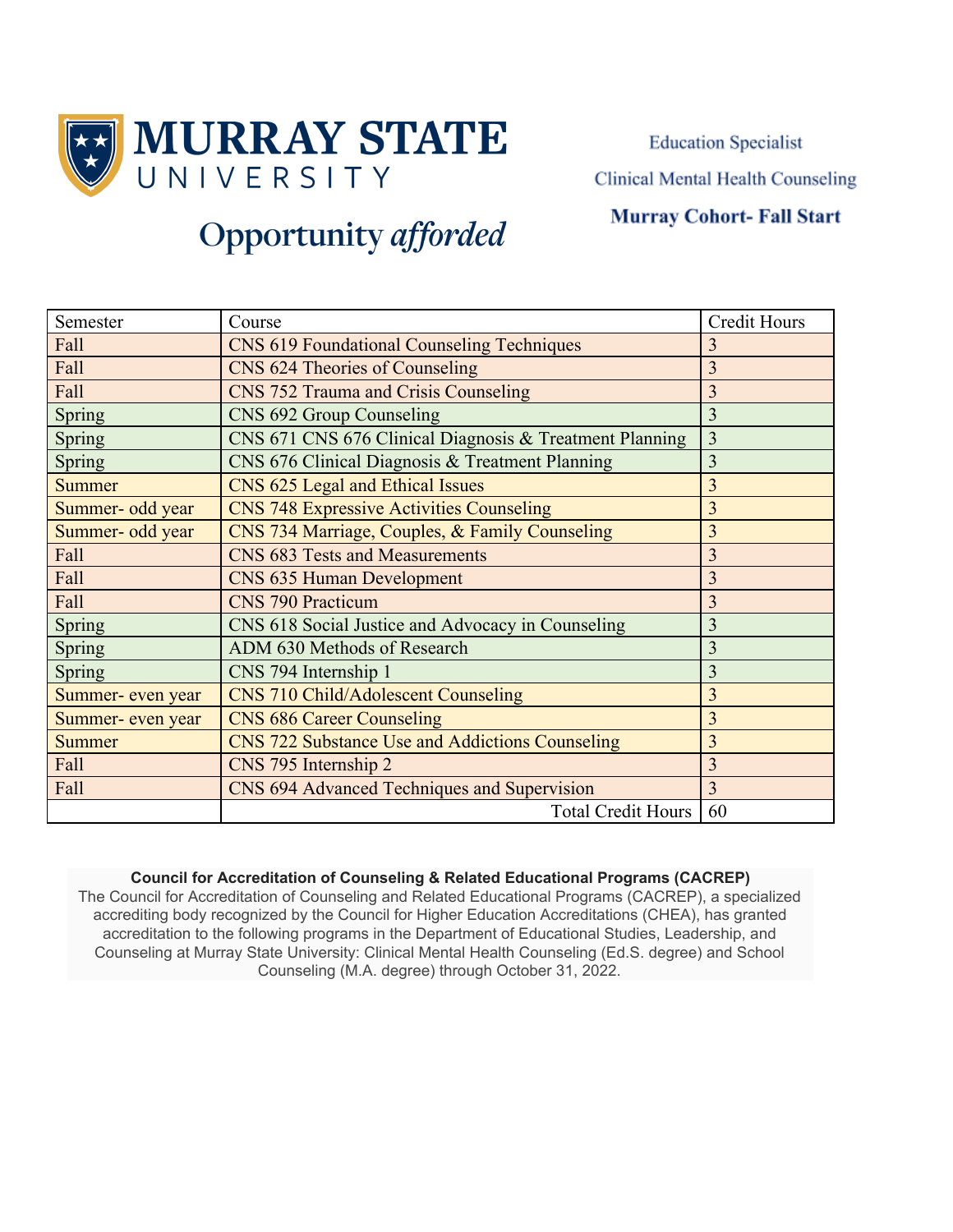# MURRAY STATE UNIVERSITY

Opportunity *afforded*

Education Specialist

Clinical Mental Health Counseling

**Murray Cohort- Fall Start**

| Semester | Course | Credit Hours |
| --- | --- | --- |
| Fall | CNS 619 Foundational Counseling Techniques | 3 |
| Fall | CNS 624 Theories of Counseling | 3 |
| Fall | CNS 752 Trauma and Crisis Counseling | 3 |
| Spring | CNS 692 Group Counseling | 3 |
| Spring | CNS 671 CNS 676 Clinical Diagnosis & Treatment Planning | 3 |
| Spring | CNS 676 Clinical Diagnosis & Treatment Planning | 3 |
| Summer | CNS 625 Legal and Ethical Issues | 3 |
| Summer- odd year | CNS 748 Expressive Activities Counseling | 3 |
| Summer- odd year | CNS 734 Marriage, Couples, & Family Counseling | 3 |
| Fall | CNS 683 Tests and Measurements | 3 |
| Fall | CNS 635 Human Development | 3 |
| Fall | CNS 790 Practicum | 3 |
| Spring | CNS 618 Social Justice and Advocacy in Counseling | 3 |
| Spring | ADM 630 Methods of Research | 3 |
| Spring | CNS 794 Internship 1 | 3 |
| Summer- even year | CNS 710 Child/Adolescent Counseling | 3 |
| Summer- even year | CNS 686 Career Counseling | 3 |
| Summer | CNS 722 Substance Use and Addictions Counseling | 3 |
| Fall | CNS 795 Internship 2 | 3 |
| Fall | CNS 694 Advanced Techniques and Supervision | 3 |
| | Total Credit Hours | 60 |

**Council for Accreditation of Counseling & Related Educational Programs (CACREP)**

The Council for Accreditation of Counseling and Related Educational Programs (CACREP), a specialized accrediting body recognized by the Council for Higher Education Accreditations (CHEA), has granted accreditation to the following programs in the Department of Educational Studies, Leadership, and Counseling at Murray State University: Clinical Mental Health Counseling (Ed.S. degree) and School Counseling (M.A. degree) through October 31, 2022.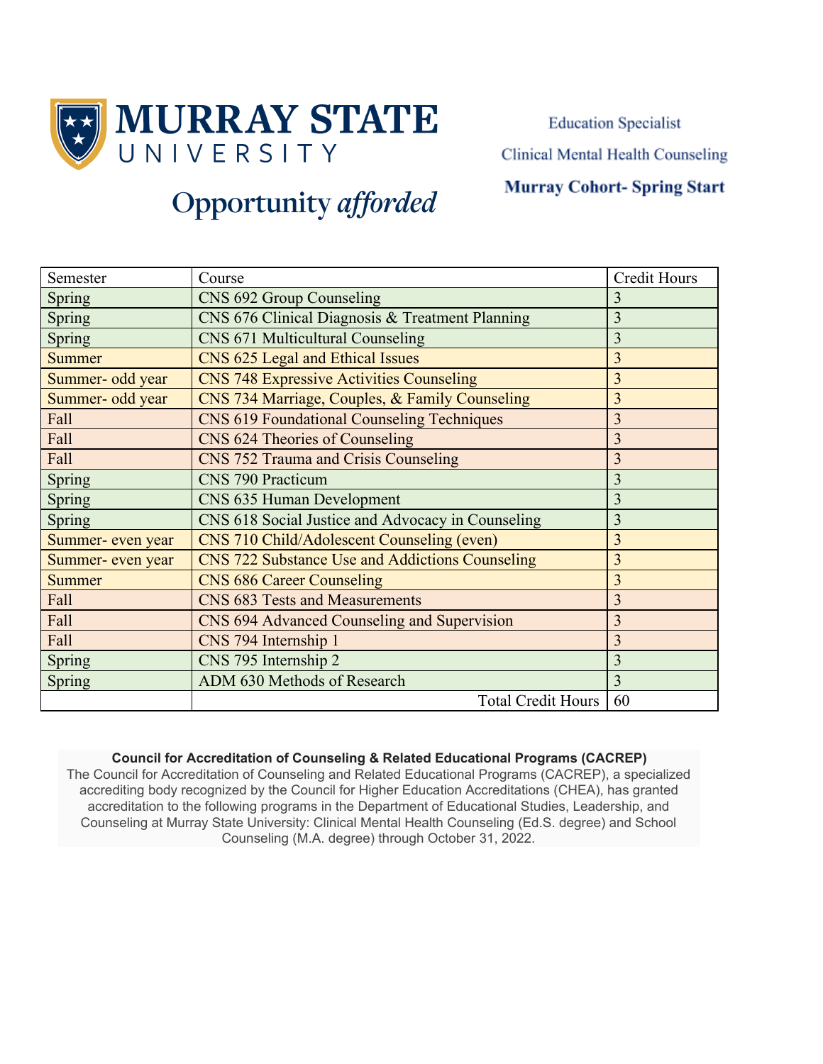# MURRAY STATE UNIVERSITY

*Opportunity afforded*

Education Specialist

Clinical Mental Health Counseling

**Murray Cohort- Spring Start**

| Semester | Course | Credit Hours |
|---|---|---|
| Spring | CNS 692 Group Counseling | 3 |
| Spring | CNS 676 Clinical Diagnosis & Treatment Planning | 3 |
| Spring | CNS 671 Multicultural Counseling | 3 |
| Summer | CNS 625 Legal and Ethical Issues | 3 |
| Summer- odd year | CNS 748 Expressive Activities Counseling | 3 |
| Summer- odd year | CNS 734 Marriage, Couples, & Family Counseling | 3 |
| Fall | CNS 619 Foundational Counseling Techniques | 3 |
| Fall | CNS 624 Theories of Counseling | 3 |
| Fall | CNS 752 Trauma and Crisis Counseling | 3 |
| Spring | CNS 790 Practicum | 3 |
| Spring | CNS 635 Human Development | 3 |
| Spring | CNS 618 Social Justice and Advocacy in Counseling | 3 |
| Summer- even year | CNS 710 Child/Adolescent Counseling (even) | 3 |
| Summer- even year | CNS 722 Substance Use and Addictions Counseling | 3 |
| Summer | CNS 686 Career Counseling | 3 |
| Fall | CNS 683 Tests and Measurements | 3 |
| Fall | CNS 694 Advanced Counseling and Supervision | 3 |
| Fall | CNS 794 Internship 1 | 3 |
| Spring | CNS 795 Internship 2 | 3 |
| Spring | ADM 630 Methods of Research | 3 |
| | Total Credit Hours | 60 |

**Council for Accreditation of Counseling & Related Educational Programs (CACREP)**

The Council for Accreditation of Counseling and Related Educational Programs (CACREP), a specialized accrediting body recognized by the Council for Higher Education Accreditations (CHEA), has granted accreditation to the following programs in the Department of Educational Studies, Leadership, and Counseling at Murray State University: Clinical Mental Health Counseling (Ed.S. degree) and School Counseling (M.A. degree) through October 31, 2022.